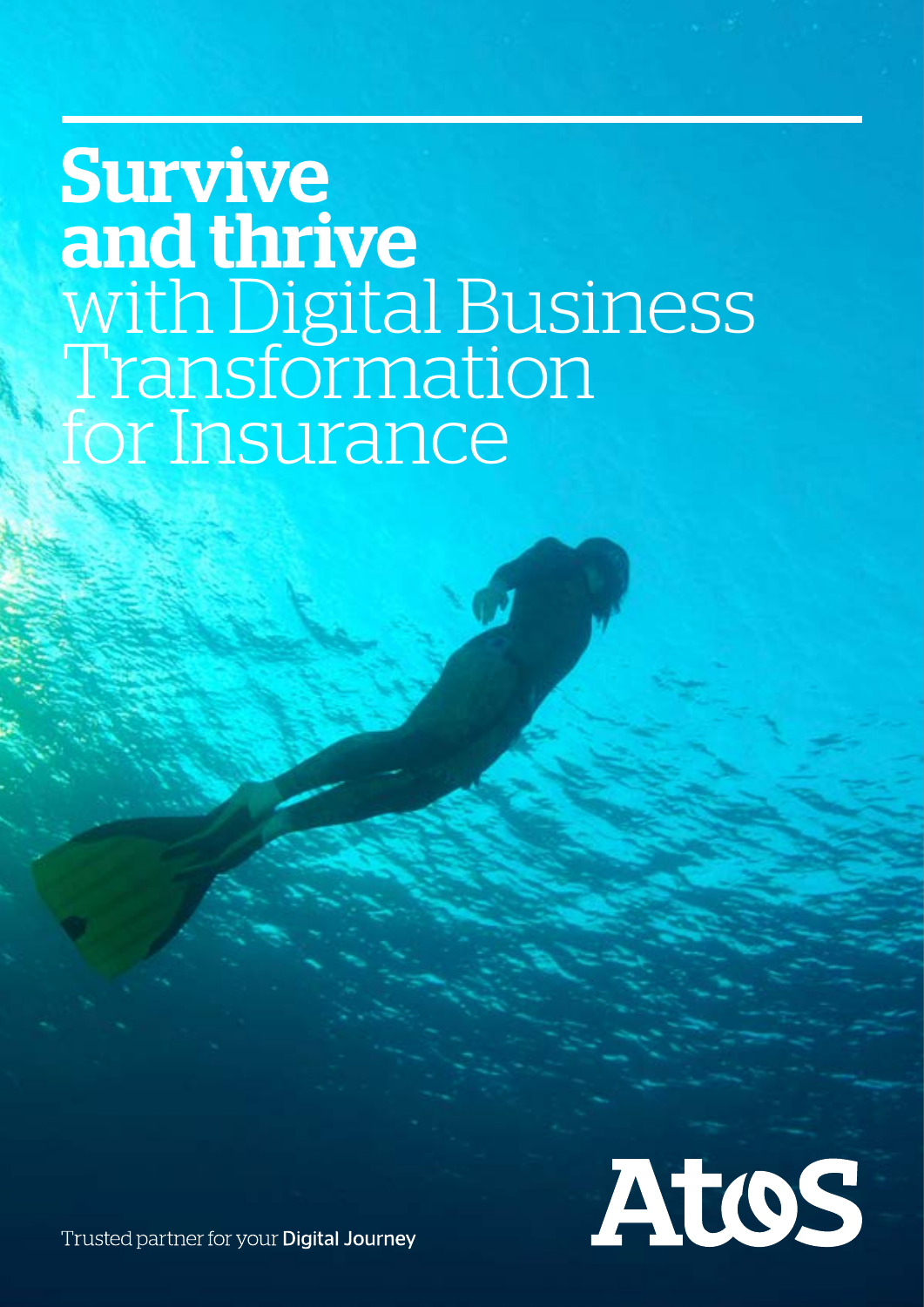# **Survive and thrive** with Digital Business Transformation for Insurance

Atos

Trusted partner for your **Digital Journey**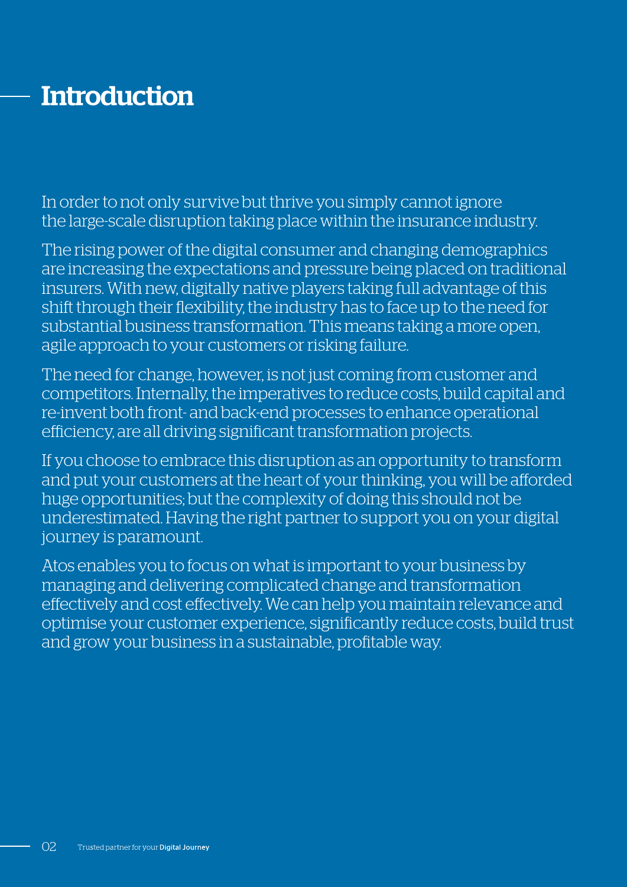# Introduction

In order to not only survive but thrive you simply cannot ignore the large-scale disruption taking place within the insurance industry.

The rising power of the digital consumer and changing demographics are increasing the expectations and pressure being placed on traditional insurers. With new, digitally native players taking full advantage of this shift through their flexibility, the industry has to face up to the need for substantial business transformation. This means taking a more open, agile approach to your customers or risking failure.

The need for change, however, is not just coming from customer and competitors. Internally, the imperatives to reduce costs, build capital and re-invent both front- and back-end processes to enhance operational efficiency, are all driving significant transformation projects.

If you choose to embrace this disruption as an opportunity to transform and put your customers at the heart of your thinking, you will be afforded huge opportunities; but the complexity of doing this should not be underestimated. Having the right partner to support you on your digital journey is paramount.

Atos enables you to focus on what is important to your business by managing and delivering complicated change and transformation effectively and cost effectively. We can help you maintain relevance and optimise your customer experience, significantly reduce costs, build trust and grow your business in a sustainable, profitable way.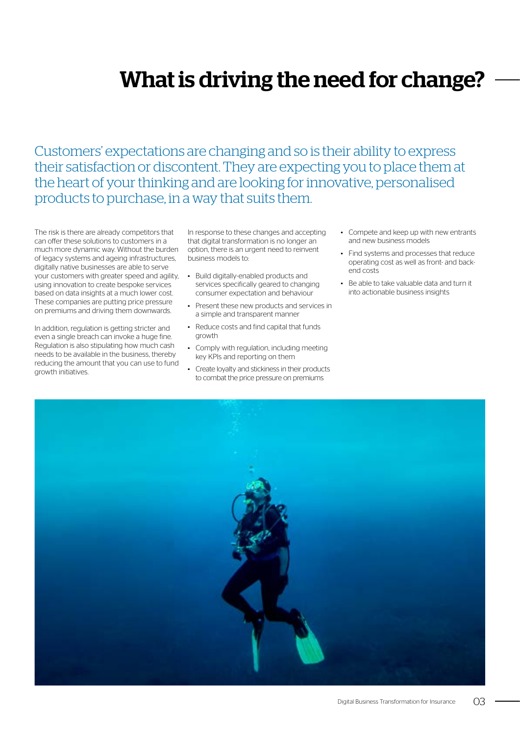# What is driving the need for change?

Customers' expectations are changing and so is their ability to express their satisfaction or discontent. They are expecting you to place them at the heart of your thinking and are looking for innovative, personalised products to purchase, in a way that suits them.

The risk is there are already competitors that can offer these solutions to customers in a much more dynamic way. Without the burden of legacy systems and ageing infrastructures, digitally native businesses are able to serve your customers with greater speed and agility, using innovation to create bespoke services based on data insights at a much lower cost. These companies are putting price pressure on premiums and driving them downwards.

In addition, regulation is getting stricter and even a single breach can invoke a huge fine. Regulation is also stipulating how much cash needs to be available in the business, thereby reducing the amount that you can use to fund growth initiatives.

In response to these changes and accepting that digital transformation is no longer an option, there is an urgent need to reinvent business models to:

- Build digitally-enabled products and services specifically geared to changing consumer expectation and behaviour
- Present these new products and services in a simple and transparent manner
- Reduce costs and find capital that funds growth
- Comply with regulation, including meeting key KPIs and reporting on them
- Create loyalty and stickiness in their products to combat the price pressure on premiums
- Compete and keep up with new entrants and new business models
- Find systems and processes that reduce operating cost as well as front- and back-end costs
- Be able to take valuable data and turn it into actionable business insights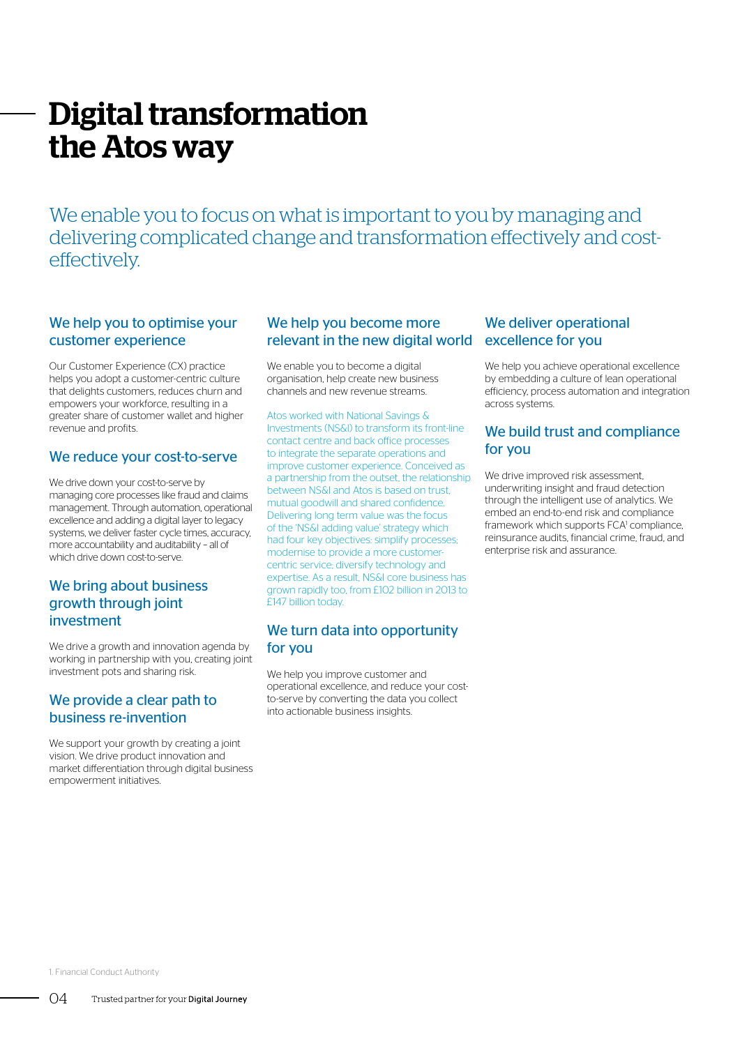# Digital transformation the Atos way

We enable you to focus on what is important to you by managing and delivering complicated change and transformation effectively and cost-effectively.

## We help you to optimise your customer experience

Our Customer Experience (CX) practice helps you adopt a customer-centric culture that delights customers, reduces churn and empowers your workforce, resulting in a greater share of customer wallet and higher revenue and profits.

## We reduce your cost-to-serve

We drive down your cost-to-serve by managing core processes like fraud and claims management. Through automation, operational excellence and adding a digital layer to legacy systems, we deliver faster cycle times, accuracy, more accountability and auditability – all of which drive down cost-to-serve.

## We bring about business growth through joint investment

We drive a growth and innovation agenda by working in partnership with you, creating joint investment pots and sharing risk.

## We provide a clear path to business re-invention

We support your growth by creating a joint vision. We drive product innovation and market differentiation through digital business empowerment initiatives.

## We help you become more relevant in the new digital world

We enable you to become a digital organisation, help create new business channels and new revenue streams.

Atos worked with National Savings & Investments (NS&I) to transform its front-line contact centre and back office processes to integrate the separate operations and improve customer experience. Conceived as a partnership from the outset, the relationship between NS&I and Atos is based on trust, mutual goodwill and shared confidence. Delivering long term value was the focus of the 'NS&I adding value' strategy which had four key objectives: simplify processes; modernise to provide a more customer-centric service; diversify technology and expertise. As a result, NS&I core business has grown rapidly too, from £102 billion in 2013 to £147 billion today.

## We turn data into opportunity for you

We help you improve customer and operational excellence, and reduce your cost-to-serve by converting the data you collect into actionable business insights.

## We deliver operational excellence for you

We help you achieve operational excellence by embedding a culture of lean operational efficiency, process automation and integration across systems.

## We build trust and compliance for you

We drive improved risk assessment, underwriting insight and fraud detection through the intelligent use of analytics. We embed an end-to-end risk and compliance framework which supports FCA[1] compliance, reinsurance audits, financial crime, fraud, and enterprise risk and assurance.

1. Financial Conduct Authority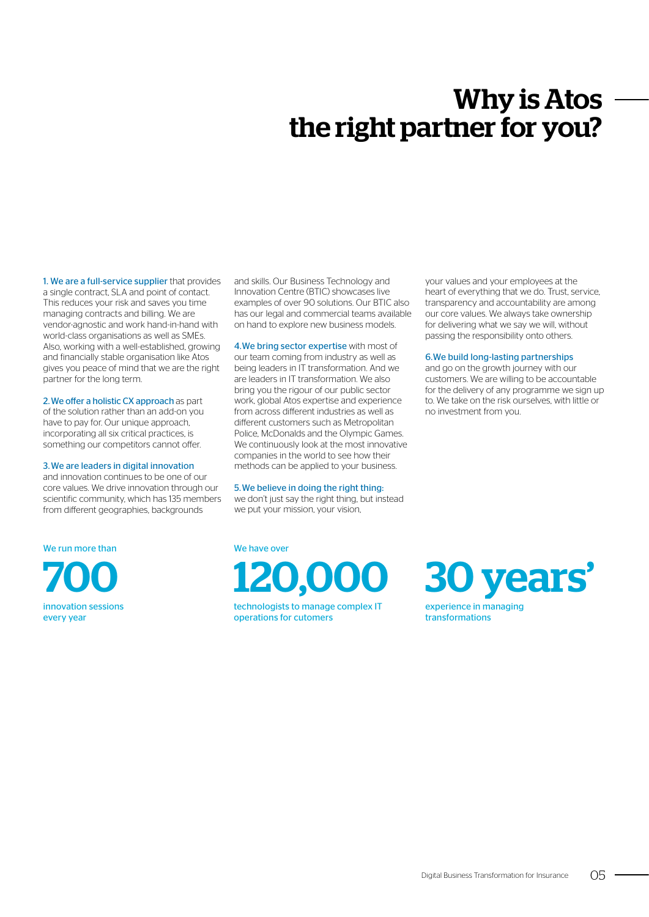# Why is Atos the right partner for you?

1. **We are a full-service supplier** that provides a single contract, SLA and point of contact. This reduces your risk and saves you time managing contracts and billing. We are vendor-agnostic and work hand-in-hand with world-class organisations as well as SMEs. Also, working with a well-established, growing and financially stable organisation like Atos gives you peace of mind that we are the right partner for the long term.

2. **We offer a holistic CX approach** as part of the solution rather than an add-on you have to pay for. Our unique approach, incorporating all six critical practices, is something our competitors cannot offer.

3. **We are leaders in digital innovation** and innovation continues to be one of our core values. We drive innovation through our scientific community, which has 135 members from different geographies, backgrounds and skills. Our Business Technology and Innovation Centre (BTIC) showcases live examples of over 90 solutions. Our BTIC also has our legal and commercial teams available on hand to explore new business models.

4. **We bring sector expertise** with most of our team coming from industry as well as being leaders in IT transformation. And we are leaders in IT transformation. We also bring you the rigour of our public sector work, global Atos expertise and experience from across different industries as well as different customers such as Metropolitan Police, McDonalds and the Olympic Games. We continuously look at the most innovative companies in the world to see how their methods can be applied to your business.

5. **We believe in doing the right thing:** we don't just say the right thing, but instead we put your mission, your vision, your values and your employees at the heart of everything that we do. Trust, service, transparency and accountability are among our core values. We always take ownership for delivering what we say we will, without passing the responsibility onto others.

6. **We build long-lasting partnerships** and go on the growth journey with our customers. We are willing to be accountable for the delivery of any programme we sign up to. We take on the risk ourselves, with little or no investment from you.

We run more than

**700**

innovation sessions every year

We have over

**120,000**

technologists to manage complex IT operations for cutomers

**30 years'**

experience in managing transformations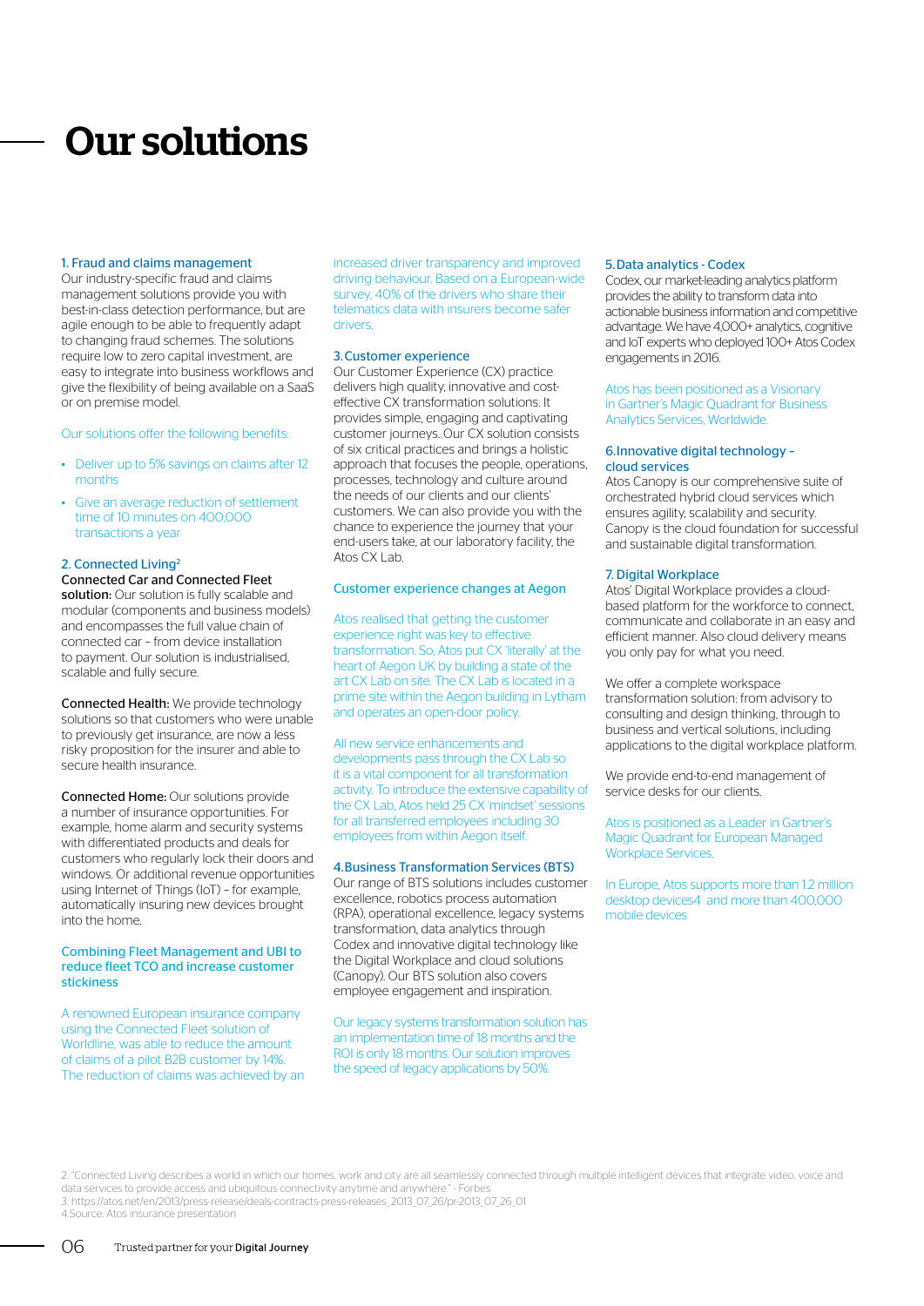# Our solutions

### 1. Fraud and claims management

Our industry-specific fraud and claims management solutions provide you with best-in-class detection performance, but are agile enough to be able to frequently adapt to changing fraud schemes. The solutions require low to zero capital investment, are easy to integrate into business workflows and give the flexibility of being available on a SaaS or on premise model.

Our solutions offer the following benefits:

- Deliver up to 5% savings on claims after 12 months
- Give an average reduction of settlement time of 10 minutes on 400,000 transactions a year

### 2. Connected Living[2]

**Connected Car and Connected Fleet solution:** Our solution is fully scalable and modular (components and business models) and encompasses the full value chain of connected car – from device installation to payment. Our solution is industrialised, scalable and fully secure.

**Connected Health:** We provide technology solutions so that customers who were unable to previously get insurance, are now a less risky proposition for the insurer and able to secure health insurance.

**Connected Home:** Our solutions provide a number of insurance opportunities. For example, home alarm and security systems with differentiated products and deals for customers who regularly lock their doors and windows. Or additional revenue opportunities using Internet of Things (IoT) – for example, automatically insuring new devices brought into the home.

#### Combining Fleet Management and UBI to reduce fleet TCO and increase customer stickiness

A renowned European insurance company using the Connected Fleet solution of Worldline, was able to reduce the amount of claims of a pilot B2B customer by 14%. The reduction of claims was achieved by an increased driver transparency and improved driving behaviour. Based on a European-wide survey, 40% of the drivers who share their telematics data with insurers become safer drivers.

### 3. Customer experience

Our Customer Experience (CX) practice delivers high quality, innovative and cost-effective CX transformation solutions. It provides simple, engaging and captivating customer journeys. Our CX solution consists of six critical practices and brings a holistic approach that focuses the people, operations, processes, technology and culture around the needs of our clients and our clients' customers. We can also provide you with the chance to experience the journey that your end-users take, at our laboratory facility, the Atos CX Lab.

#### Customer experience changes at Aegon

Atos realised that getting the customer experience right was key to effective transformation. So, Atos put CX 'literally' at the heart of Aegon UK by building a state of the art CX Lab on site. The CX Lab is located in a prime site within the Aegon building in Lytham and operates an open-door policy.

All new service enhancements and developments pass through the CX Lab so it is a vital component for all transformation activity. To introduce the extensive capability of the CX Lab, Atos held 25 CX 'mindset' sessions for all transferred employees including 30 employees from within Aegon itself.

### 4. Business Transformation Services (BTS)

Our range of BTS solutions includes customer excellence, robotics process automation (RPA), operational excellence, legacy systems transformation, data analytics through Codex and innovative digital technology like the Digital Workplace and cloud solutions (Canopy). Our BTS solution also covers employee engagement and inspiration.

Our legacy systems transformation solution has an implementation time of 18 months and the ROI is only 18 months. Our solution improves the speed of legacy applications by 50%.

### 5. Data analytics - Codex

Codex, our market-leading analytics platform provides the ability to transform data into actionable business information and competitive advantage. We have 4,000+ analytics, cognitive and IoT experts who deployed 100+ Atos Codex engagements in 2016.

Atos has been positioned as a Visionary in Gartner's Magic Quadrant for Business Analytics Services, Worldwide.

### 6. Innovative digital technology – cloud services

Atos Canopy is our comprehensive suite of orchestrated hybrid cloud services which ensures agility, scalability and security. Canopy is the cloud foundation for successful and sustainable digital transformation.

### 7. Digital Workplace

Atos' Digital Workplace provides a cloud-based platform for the workforce to connect, communicate and collaborate in an easy and efficient manner. Also cloud delivery means you only pay for what you need.

We offer a complete workspace transformation solution: from advisory to consulting and design thinking, through to business and vertical solutions, including applications to the digital workplace platform.

We provide end-to-end management of service desks for our clients.

Atos is positioned as a Leader in Gartner's Magic Quadrant for European Managed Workplace Services.

In Europe, Atos supports more than 1.2 million desktop devices4 and more than 400,000 mobile devices

---

2. "Connected Living describes a world in which our homes, work and city are all seamlessly connected through multiple intelligent devices that integrate video, voice and data services to provide access and ubiquitous connectivity anytime and anywhere." - Forbes
3. https://atos.net/en/2013/press-release/deals-contracts-press-releases_2013_07_26/pr-2013_07_26_01
4. Source: Atos insurance presentation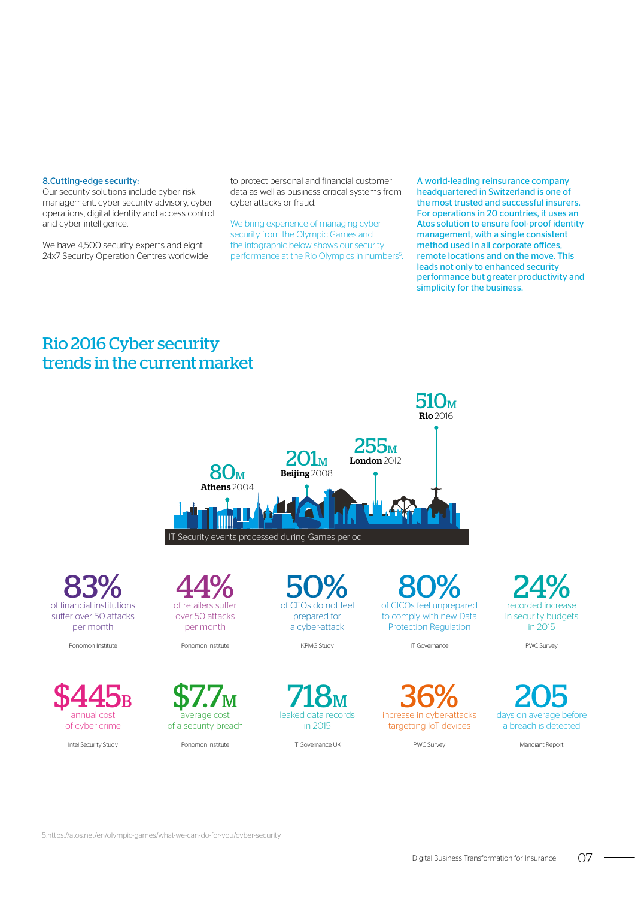**8.Cutting-edge security:**
Our security solutions include cyber risk management, cyber security advisory, cyber operations, digital identity and access control and cyber intelligence.

We have 4,500 security experts and eight 24x7 Security Operation Centres worldwide to protect personal and financial customer data as well as business-critical systems from cyber-attacks or fraud.

We bring experience of managing cyber security from the Olympic Games and the infographic below shows our security performance at the Rio Olympics in numbers[5].

A world-leading reinsurance company headquartered in Switzerland is one of the most trusted and successful insurers. For operations in 20 countries, it uses an Atos solution to ensure fool-proof identity management, with a single consistent method used in all corporate offices, remote locations and on the move. This leads not only to enhanced security performance but greater productivity and simplicity for the business.

## Rio 2016 Cyber security trends in the current market

IT Security events processed during Games period

- 80M — **Athens** 2004
- 201M — **Beijing** 2008
- 255M — **London** 2012
- 510M — **Rio** 2016

| Figure | Description | Source |
|---|---|---|
| 83% | of financial institutions suffer over 50 attacks per month | Ponomon Institute |
| 44% | of retailers suffer over 50 attacks per month | Ponomon Institute |
| 50% | of CEOs do not feel prepared for a cyber-attack | KPMG Study |
| 80% | of CICOs feel unprepared to comply with new Data Protection Regulation | IT Governance |
| 24% | recorded increase in security budgets in 2015 | PWC Survey |
| $445B | annual cost of cyber-crime | Intel Security Study |
| $7.7M | average cost of a security breach | Ponomon Institute |
| 718M | leaked data records in 2015 | IT Governance UK |
| 36% | increase in cyber-attacks targetting IoT devices | PWC Survey |
| 205 | days on average before a breach is detected | Mandiant Report |

5 https://atos.net/en/olympic-games/what-we-can-do-for-you/cyber-security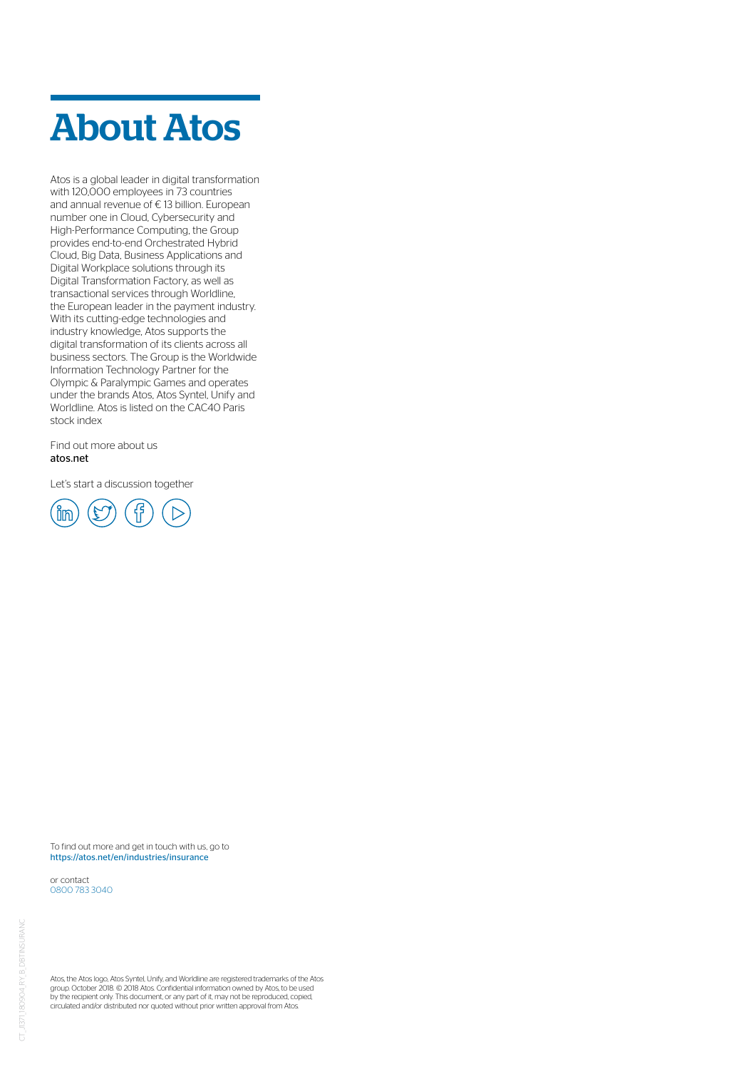# About Atos

Atos is a global leader in digital transformation with 120,000 employees in 73 countries and annual revenue of € 13 billion. European number one in Cloud, Cybersecurity and High-Performance Computing, the Group provides end-to-end Orchestrated Hybrid Cloud, Big Data, Business Applications and Digital Workplace solutions through its Digital Transformation Factory, as well as transactional services through Worldline, the European leader in the payment industry. With its cutting-edge technologies and industry knowledge, Atos supports the digital transformation of its clients across all business sectors. The Group is the Worldwide Information Technology Partner for the Olympic & Paralympic Games and operates under the brands Atos, Atos Syntel, Unify and Worldline. Atos is listed on the CAC40 Paris stock index

Find out more about us
atos.net

Let's start a discussion together

To find out more and get in touch with us, go to
https://atos.net/en/industries/insurance

or contact
0800 783 3040

Atos, the Atos logo, Atos Syntel, Unify, and Worldline are registered trademarks of the Atos group. October 2018. © 2018 Atos. Confidential information owned by Atos, to be used by the recipient only. This document, or any part of it, may not be reproduced, copied, circulated and/or distributed nor quoted without prior written approval from Atos.

CT_J1371_180904_RY_B_DBTINSURANC